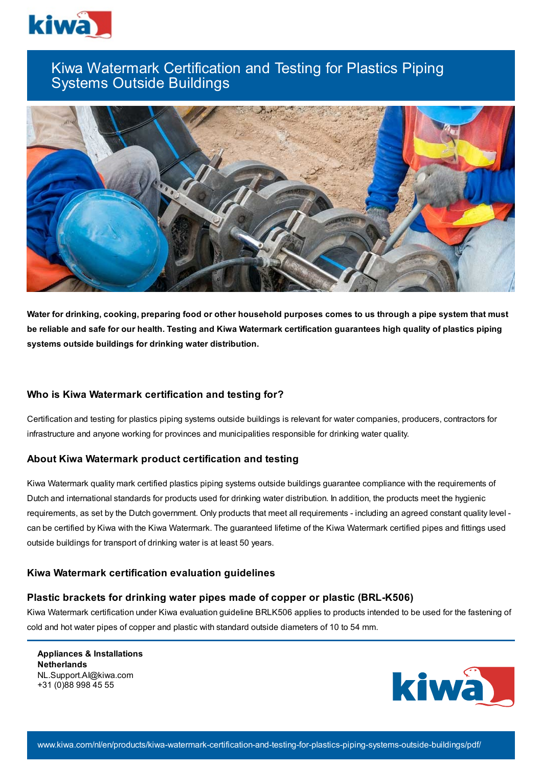# Kiwa Watermark Certification and Testing for Plastics Piping Systems Outside Buildings

**Water for drinking, cooking, preparing food or other household purposes comes to us through a pipe system that must be reliable and safe for our health. Testing and Kiwa Watermark certification guarantees high quality of plastics piping systems outside buildings for drinking water distribution.**

## Who is Kiwa Watermark certification and testing for?

Certification and testing for plastics piping systems outside buildings is relevant for water companies, producers, contractors for infrastructure and anyone working for provinces and municipalities responsible for drinking water quality.

## About Kiwa Watermark product certification and testing

Kiwa Watermark quality mark certified plastics piping systems outside buildings guarantee compliance with the requirements of Dutch and international standards for products used for drinking water distribution. In addition, the products meet the hygienic requirements, as set by the Dutch government. Only products that meet all requirements - including an agreed constant quality level - can be certified by Kiwa with the Kiwa Watermark. The guaranteed lifetime of the Kiwa Watermark certified pipes and fittings used outside buildings for transport of drinking water is at least 50 years.

## Kiwa Watermark certification evaluation guidelines

### Plastic brackets for drinking water pipes made of copper or plastic (BRL-K506)

Kiwa Watermark certification under Kiwa evaluation guideline BRLK506 applies to products intended to be used for the fastening of cold and hot water pipes of copper and plastic with standard outside diameters of 10 to 54 mm.

**Appliances & Installations**
**Netherlands**
NL.Support.AI@kiwa.com
+31 (0)88 998 45 55

www.kiwa.com/nl/en/products/kiwa-watermark-certification-and-testing-for-plastics-piping-systems-outside-buildings/pdf/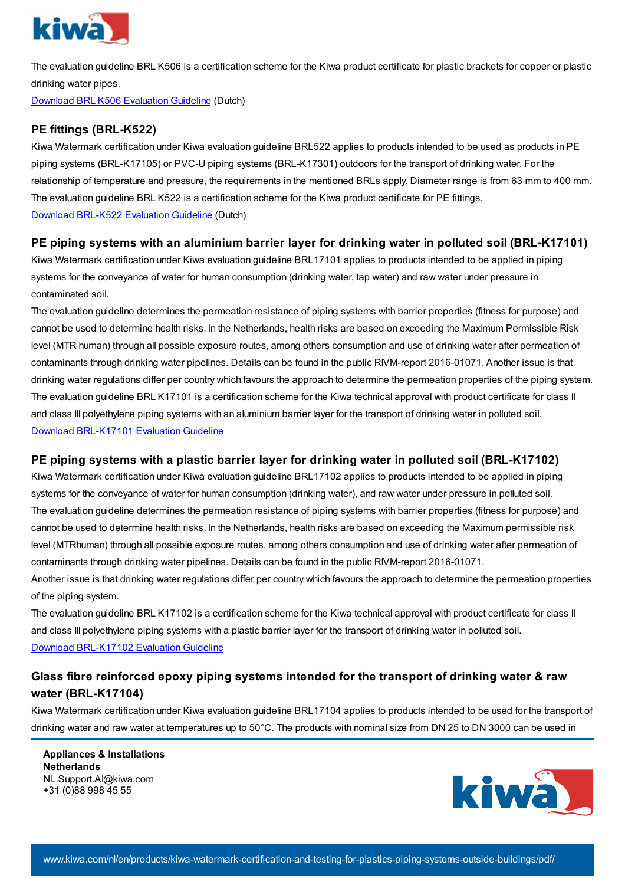The evaluation guideline BRL K506 is a certification scheme for the Kiwa product certificate for plastic brackets for copper or plastic drinking water pipes.
[Download BRL K506 Evaluation Guideline](#) (Dutch)

### PE fittings (BRL-K522)

Kiwa Watermark certification under Kiwa evaluation guideline BRL522 applies to products intended to be used as products in PE piping systems (BRL-K17105) or PVC-U piping systems (BRL-K17301) outdoors for the transport of drinking water. For the relationship of temperature and pressure, the requirements in the mentioned BRLs apply. Diameter range is from 63 mm to 400 mm. The evaluation guideline BRL K522 is a certification scheme for the Kiwa product certificate for PE fittings.
[Download BRL-K522 Evaluation Guideline](#) (Dutch)

### PE piping systems with an aluminium barrier layer for drinking water in polluted soil (BRL-K17101)

Kiwa Watermark certification under Kiwa evaluation guideline BRL17101 applies to products intended to be applied in piping systems for the conveyance of water for human consumption (drinking water, tap water) and raw water under pressure in contaminated soil.
The evaluation guideline determines the permeation resistance of piping systems with barrier properties (fitness for purpose) and cannot be used to determine health risks. In the Netherlands, health risks are based on exceeding the Maximum Permissible Risk level (MTR human) through all possible exposure routes, among others consumption and use of drinking water after permeation of contaminants through drinking water pipelines. Details can be found in the public RIVM-report 2016-01071. Another issue is that drinking water regulations differ per country which favours the approach to determine the permeation properties of the piping system. The evaluation guideline BRL K17101 is a certification scheme for the Kiwa technical approval with product certificate for class II and class III polyethylene piping systems with an aluminium barrier layer for the transport of drinking water in polluted soil.
[Download BRL-K17101 Evaluation Guideline](#)

### PE piping systems with a plastic barrier layer for drinking water in polluted soil (BRL-K17102)

Kiwa Watermark certification under Kiwa evaluation guideline BRL17102 applies to products intended to be applied in piping systems for the conveyance of water for human consumption (drinking water), and raw water under pressure in polluted soil.
The evaluation guideline determines the permeation resistance of piping systems with barrier properties (fitness for purpose) and cannot be used to determine health risks. In the Netherlands, health risks are based on exceeding the Maximum permissible risk level (MTRhuman) through all possible exposure routes, among others consumption and use of drinking water after permeation of contaminants through drinking water pipelines. Details can be found in the public RIVM-report 2016-01071.
Another issue is that drinking water regulations differ per country which favours the approach to determine the permeation properties of the piping system.
The evaluation guideline BRL K17102 is a certification scheme for the Kiwa technical approval with product certificate for class II and class III polyethylene piping systems with a plastic barrier layer for the transport of drinking water in polluted soil.
[Download BRL-K17102 Evaluation Guideline](#)

### Glass fibre reinforced epoxy piping systems intended for the transport of drinking water & raw water (BRL-K17104)

Kiwa Watermark certification under Kiwa evaluation guideline BRL17104 applies to products intended to be used for the transport of drinking water and raw water at temperatures up to 50°C. The products with nominal size from DN 25 to DN 3000 can be used in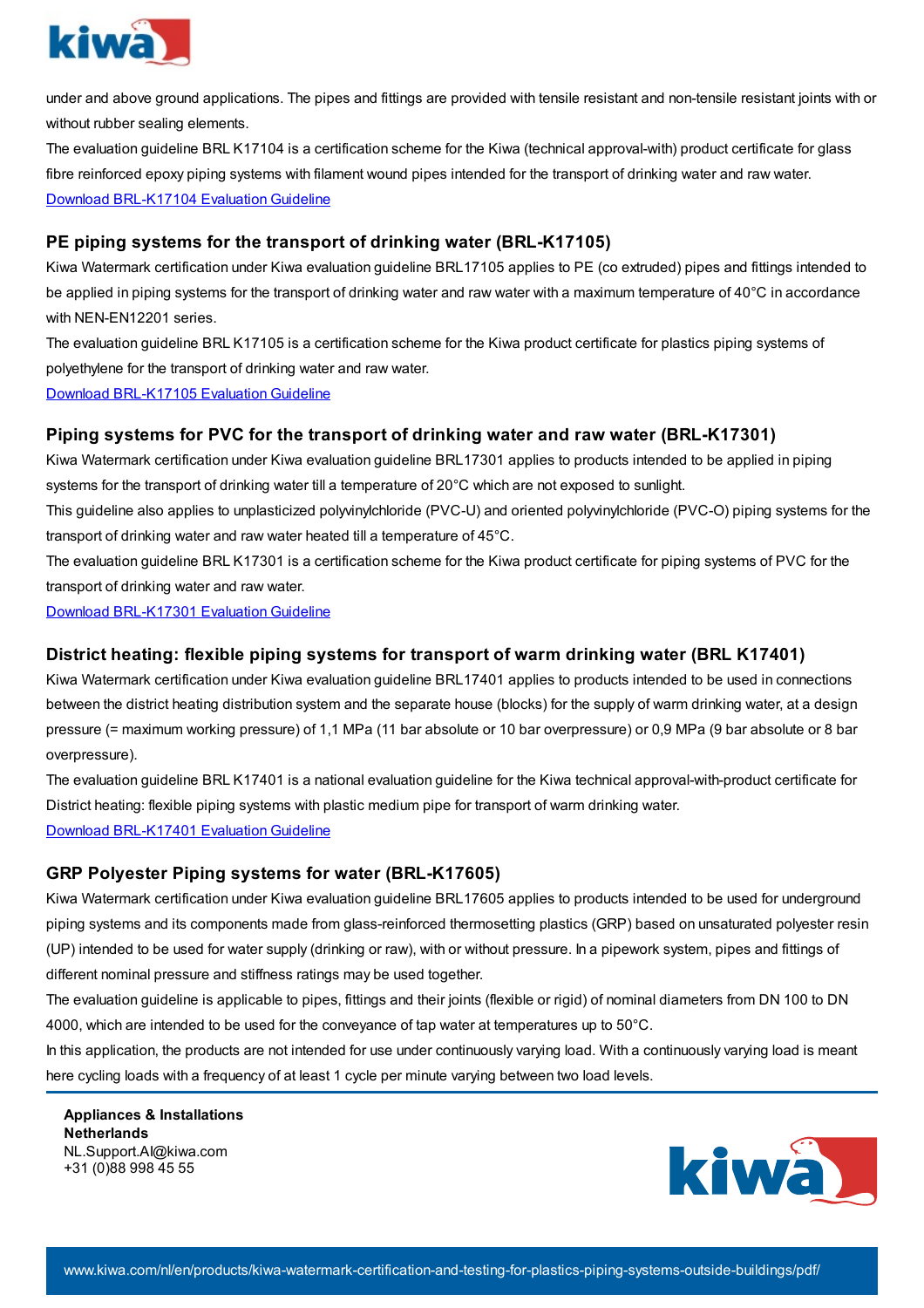under and above ground applications. The pipes and fittings are provided with tensile resistant and non-tensile resistant joints with or without rubber sealing elements.

The evaluation guideline BRL K17104 is a certification scheme for the Kiwa (technical approval-with) product certificate for glass fibre reinforced epoxy piping systems with filament wound pipes intended for the transport of drinking water and raw water.

Download BRL-K17104 Evaluation Guideline

### PE piping systems for the transport of drinking water (BRL-K17105)

Kiwa Watermark certification under Kiwa evaluation guideline BRL17105 applies to PE (co extruded) pipes and fittings intended to be applied in piping systems for the transport of drinking water and raw water with a maximum temperature of 40°C in accordance with NEN-EN12201 series.

The evaluation guideline BRL K17105 is a certification scheme for the Kiwa product certificate for plastics piping systems of polyethylene for the transport of drinking water and raw water.

Download BRL-K17105 Evaluation Guideline

### Piping systems for PVC for the transport of drinking water and raw water (BRL-K17301)

Kiwa Watermark certification under Kiwa evaluation guideline BRL17301 applies to products intended to be applied in piping systems for the transport of drinking water till a temperature of 20°C which are not exposed to sunlight.

This guideline also applies to unplasticized polyvinylchloride (PVC-U) and oriented polyvinylchloride (PVC-O) piping systems for the transport of drinking water and raw water heated till a temperature of 45°C.

The evaluation guideline BRL K17301 is a certification scheme for the Kiwa product certificate for piping systems of PVC for the transport of drinking water and raw water.

Download BRL-K17301 Evaluation Guideline

### District heating: flexible piping systems for transport of warm drinking water (BRL K17401)

Kiwa Watermark certification under Kiwa evaluation guideline BRL17401 applies to products intended to be used in connections between the district heating distribution system and the separate house (blocks) for the supply of warm drinking water, at a design pressure (= maximum working pressure) of 1,1 MPa (11 bar absolute or 10 bar overpressure) or 0,9 MPa (9 bar absolute or 8 bar overpressure).

The evaluation guideline BRL K17401 is a national evaluation guideline for the Kiwa technical approval-with-product certificate for District heating: flexible piping systems with plastic medium pipe for transport of warm drinking water.

Download BRL-K17401 Evaluation Guideline

### GRP Polyester Piping systems for water (BRL-K17605)

Kiwa Watermark certification under Kiwa evaluation guideline BRL17605 applies to products intended to be used for underground piping systems and its components made from glass-reinforced thermosetting plastics (GRP) based on unsaturated polyester resin (UP) intended to be used for water supply (drinking or raw), with or without pressure. In a pipework system, pipes and fittings of different nominal pressure and stiffness ratings may be used together.

The evaluation guideline is applicable to pipes, fittings and their joints (flexible or rigid) of nominal diameters from DN 100 to DN 4000, which are intended to be used for the conveyance of tap water at temperatures up to 50°C.

In this application, the products are not intended for use under continuously varying load. With a continuously varying load is meant here cycling loads with a frequency of at least 1 cycle per minute varying between two load levels.

**Appliances & Installations**
**Netherlands**
NL.Support.AI@kiwa.com
+31 (0)88 998 45 55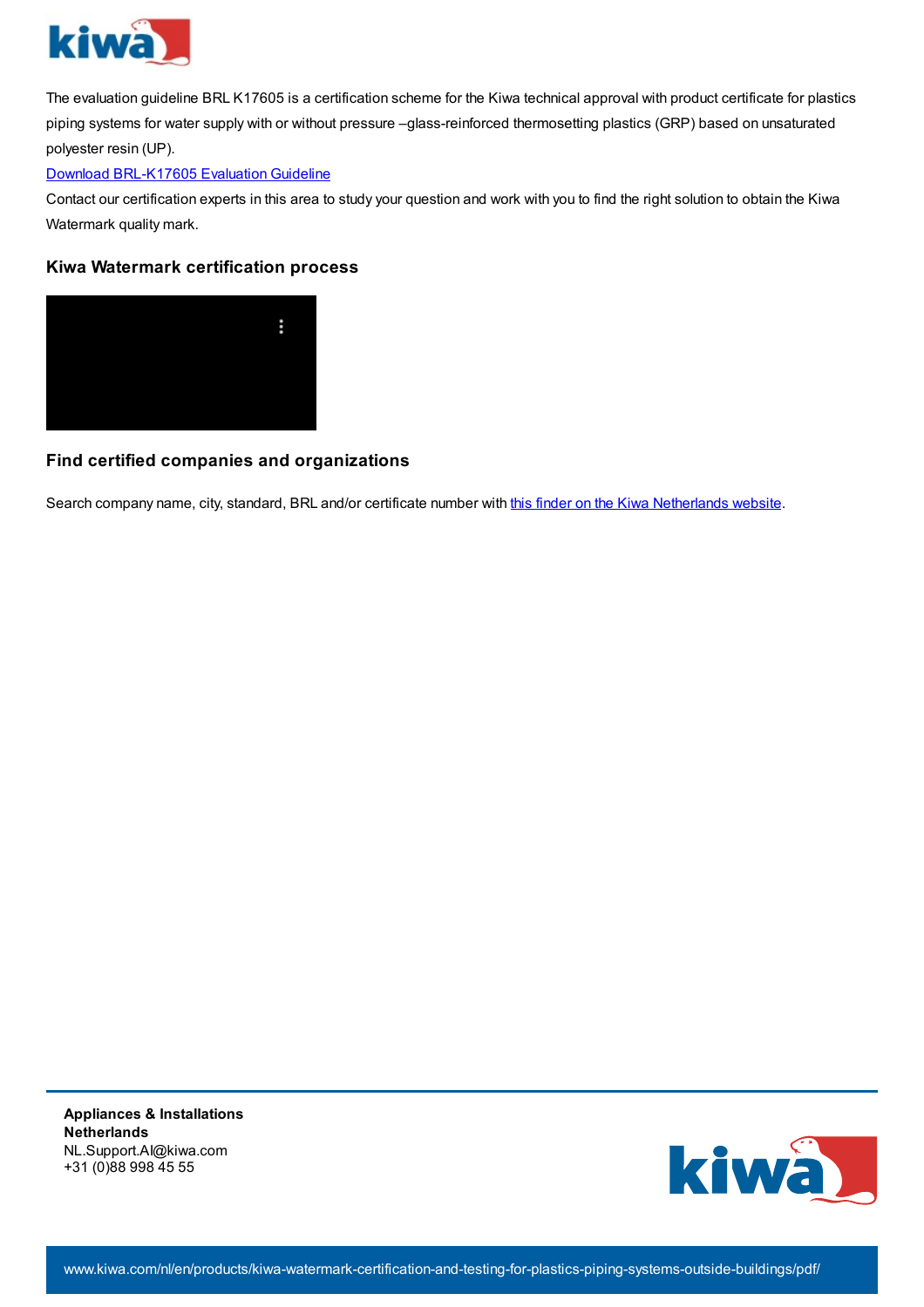The evaluation guideline BRL K17605 is a certification scheme for the Kiwa technical approval with product certificate for plastics piping systems for water supply with or without pressure –glass-reinforced thermosetting plastics (GRP) based on unsaturated polyester resin (UP).

Download BRL-K17605 Evaluation Guideline

Contact our certification experts in this area to study your question and work with you to find the right solution to obtain the Kiwa Watermark quality mark.

### Kiwa Watermark certification process

### Find certified companies and organizations

Search company name, city, standard, BRL and/or certificate number with this finder on the Kiwa Netherlands website.

**Appliances & Installations Netherlands**
NL.Support.AI@kiwa.com
+31 (0)88 998 45 55